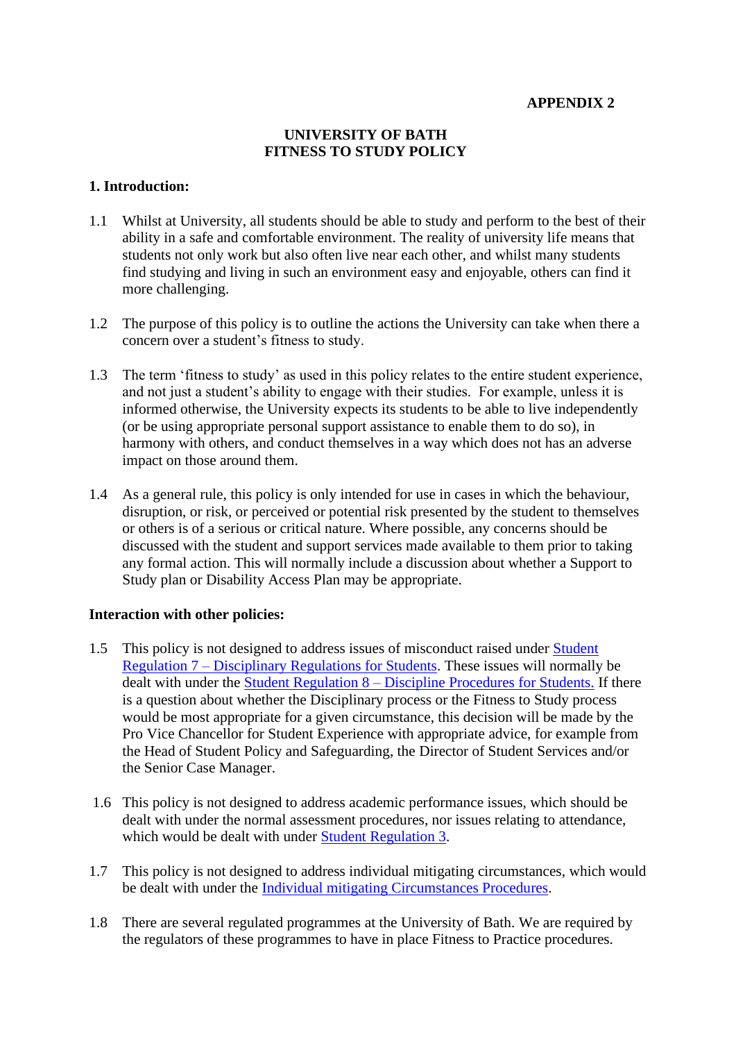**APPENDIX 2**

# UNIVERSITY OF BATH
# FITNESS TO STUDY POLICY

## 1. Introduction:

1.1 Whilst at University, all students should be able to study and perform to the best of their ability in a safe and comfortable environment. The reality of university life means that students not only work but also often live near each other, and whilst many students find studying and living in such an environment easy and enjoyable, others can find it more challenging.

1.2 The purpose of this policy is to outline the actions the University can take when there a concern over a student's fitness to study.

1.3 The term 'fitness to study' as used in this policy relates to the entire student experience, and not just a student's ability to engage with their studies. For example, unless it is informed otherwise, the University expects its students to be able to live independently (or be using appropriate personal support assistance to enable them to do so), in harmony with others, and conduct themselves in a way which does not has an adverse impact on those around them.

1.4 As a general rule, this policy is only intended for use in cases in which the behaviour, disruption, or risk, or perceived or potential risk presented by the student to themselves or others is of a serious or critical nature. Where possible, any concerns should be discussed with the student and support services made available to them prior to taking any formal action. This will normally include a discussion about whether a Support to Study plan or Disability Access Plan may be appropriate.

### Interaction with other policies:

1.5 This policy is not designed to address issues of misconduct raised under Student Regulation 7 – Disciplinary Regulations for Students. These issues will normally be dealt with under the Student Regulation 8 – Discipline Procedures for Students. If there is a question about whether the Disciplinary process or the Fitness to Study process would be most appropriate for a given circumstance, this decision will be made by the Pro Vice Chancellor for Student Experience with appropriate advice, for example from the Head of Student Policy and Safeguarding, the Director of Student Services and/or the Senior Case Manager.

1.6 This policy is not designed to address academic performance issues, which should be dealt with under the normal assessment procedures, nor issues relating to attendance, which would be dealt with under Student Regulation 3.

1.7 This policy is not designed to address individual mitigating circumstances, which would be dealt with under the Individual mitigating Circumstances Procedures.

1.8 There are several regulated programmes at the University of Bath. We are required by the regulators of these programmes to have in place Fitness to Practice procedures.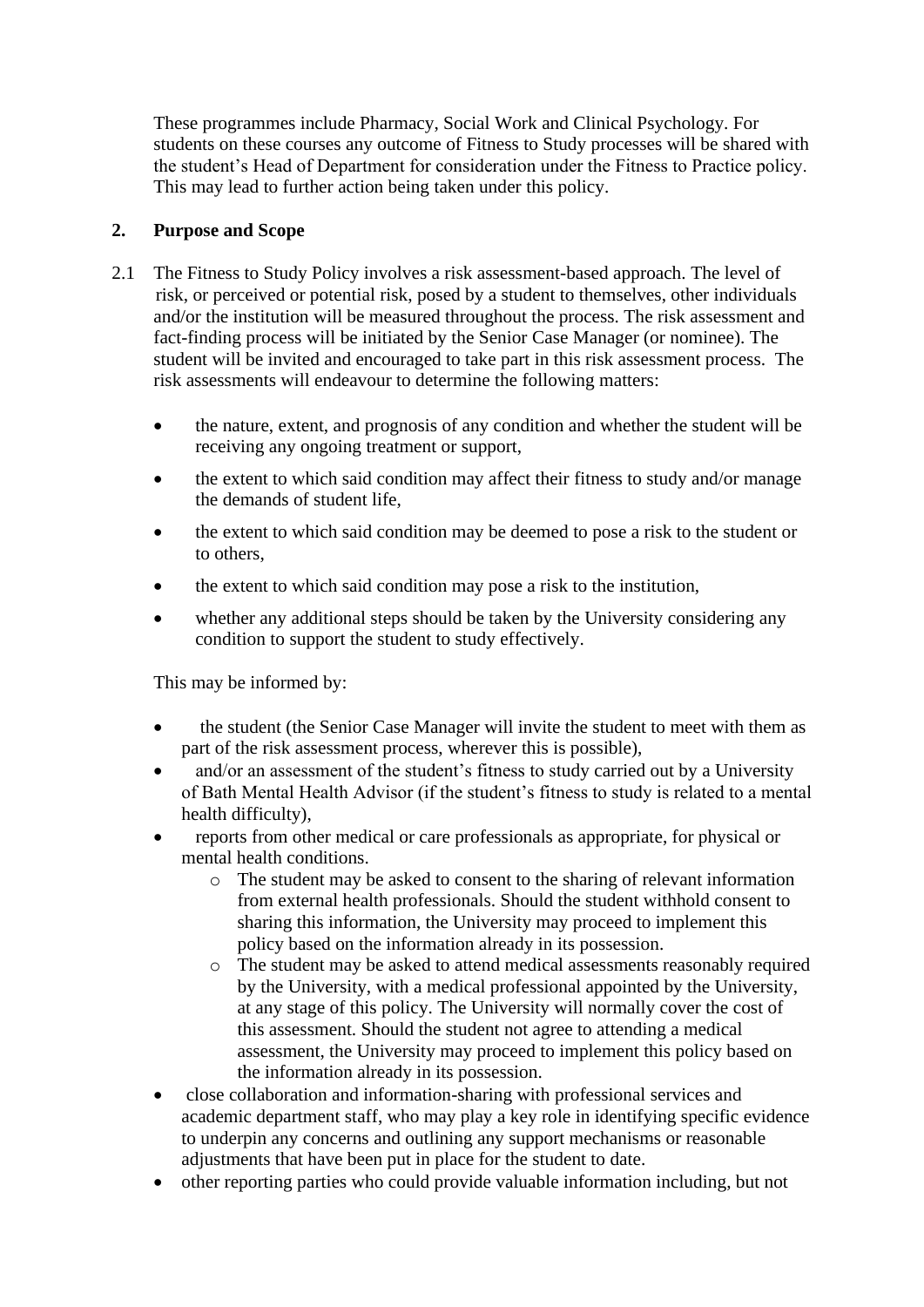These programmes include Pharmacy, Social Work and Clinical Psychology. For students on these courses any outcome of Fitness to Study processes will be shared with the student's Head of Department for consideration under the Fitness to Practice policy. This may lead to further action being taken under this policy.

## 2. Purpose and Scope

2.1 The Fitness to Study Policy involves a risk assessment-based approach. The level of risk, or perceived or potential risk, posed by a student to themselves, other individuals and/or the institution will be measured throughout the process. The risk assessment and fact-finding process will be initiated by the Senior Case Manager (or nominee). The student will be invited and encouraged to take part in this risk assessment process. The risk assessments will endeavour to determine the following matters:

- the nature, extent, and prognosis of any condition and whether the student will be receiving any ongoing treatment or support,
- the extent to which said condition may affect their fitness to study and/or manage the demands of student life,
- the extent to which said condition may be deemed to pose a risk to the student or to others,
- the extent to which said condition may pose a risk to the institution,
- whether any additional steps should be taken by the University considering any condition to support the student to study effectively.

This may be informed by:

- the student (the Senior Case Manager will invite the student to meet with them as part of the risk assessment process, wherever this is possible),
- and/or an assessment of the student's fitness to study carried out by a University of Bath Mental Health Advisor (if the student's fitness to study is related to a mental health difficulty),
- reports from other medical or care professionals as appropriate, for physical or mental health conditions.
    - The student may be asked to consent to the sharing of relevant information from external health professionals. Should the student withhold consent to sharing this information, the University may proceed to implement this policy based on the information already in its possession.
    - The student may be asked to attend medical assessments reasonably required by the University, with a medical professional appointed by the University, at any stage of this policy. The University will normally cover the cost of this assessment. Should the student not agree to attending a medical assessment, the University may proceed to implement this policy based on the information already in its possession.
- close collaboration and information-sharing with professional services and academic department staff, who may play a key role in identifying specific evidence to underpin any concerns and outlining any support mechanisms or reasonable adjustments that have been put in place for the student to date.
- other reporting parties who could provide valuable information including, but not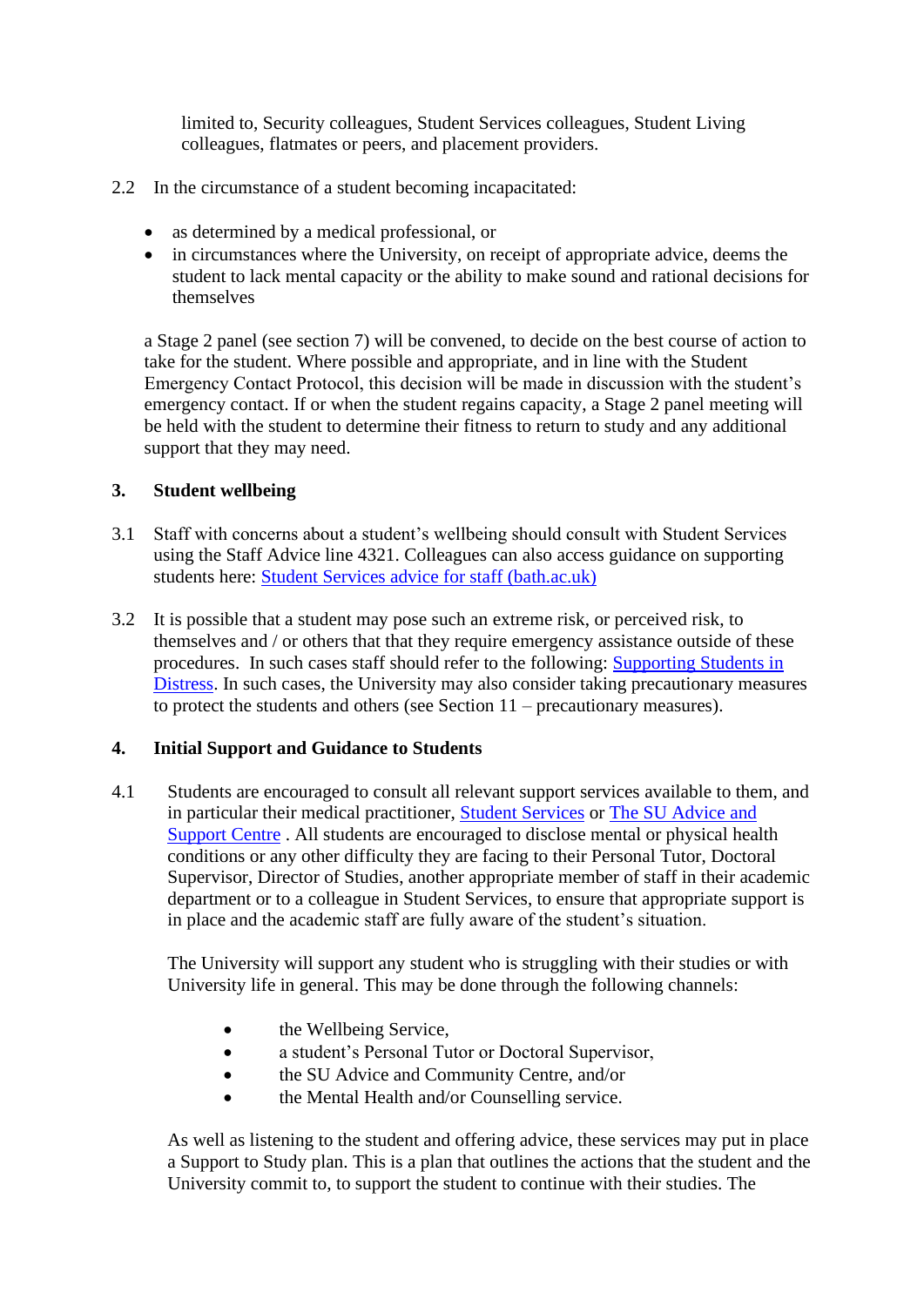limited to, Security colleagues, Student Services colleagues, Student Living colleagues, flatmates or peers, and placement providers.

2.2 In the circumstance of a student becoming incapacitated:

- as determined by a medical professional, or
- in circumstances where the University, on receipt of appropriate advice, deems the student to lack mental capacity or the ability to make sound and rational decisions for themselves

a Stage 2 panel (see section 7) will be convened, to decide on the best course of action to take for the student. Where possible and appropriate, and in line with the Student Emergency Contact Protocol, this decision will be made in discussion with the student's emergency contact. If or when the student regains capacity, a Stage 2 panel meeting will be held with the student to determine their fitness to return to study and any additional support that they may need.

## 3. Student wellbeing

3.1 Staff with concerns about a student's wellbeing should consult with Student Services using the Staff Advice line 4321. Colleagues can also access guidance on supporting students here: [Student Services advice for staff (bath.ac.uk)]()

3.2 It is possible that a student may pose such an extreme risk, or perceived risk, to themselves and / or others that that they require emergency assistance outside of these procedures. In such cases staff should refer to the following: [Supporting Students in Distress](). In such cases, the University may also consider taking precautionary measures to protect the students and others (see Section 11 – precautionary measures).

## 4. Initial Support and Guidance to Students

4.1 Students are encouraged to consult all relevant support services available to them, and in particular their medical practitioner, [Student Services]() or [The SU Advice and Support Centre]() . All students are encouraged to disclose mental or physical health conditions or any other difficulty they are facing to their Personal Tutor, Doctoral Supervisor, Director of Studies, another appropriate member of staff in their academic department or to a colleague in Student Services, to ensure that appropriate support is in place and the academic staff are fully aware of the student's situation.

The University will support any student who is struggling with their studies or with University life in general. This may be done through the following channels:

- the Wellbeing Service,
- a student's Personal Tutor or Doctoral Supervisor,
- the SU Advice and Community Centre, and/or
- the Mental Health and/or Counselling service.

As well as listening to the student and offering advice, these services may put in place a Support to Study plan. This is a plan that outlines the actions that the student and the University commit to, to support the student to continue with their studies. The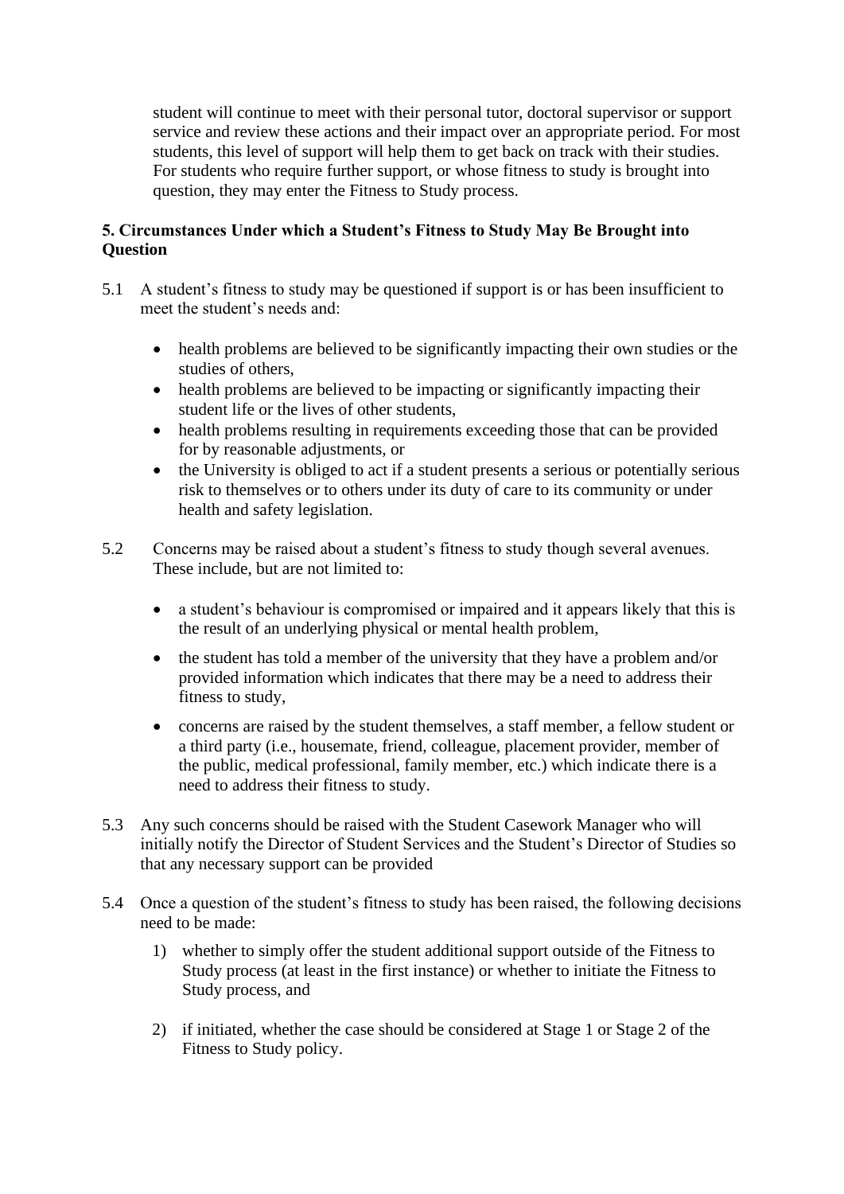student will continue to meet with their personal tutor, doctoral supervisor or support service and review these actions and their impact over an appropriate period. For most students, this level of support will help them to get back on track with their studies. For students who require further support, or whose fitness to study is brought into question, they may enter the Fitness to Study process.

## 5. Circumstances Under which a Student's Fitness to Study May Be Brought into Question

5.1 A student's fitness to study may be questioned if support is or has been insufficient to meet the student's needs and:

- health problems are believed to be significantly impacting their own studies or the studies of others,
- health problems are believed to be impacting or significantly impacting their student life or the lives of other students,
- health problems resulting in requirements exceeding those that can be provided for by reasonable adjustments, or
- the University is obliged to act if a student presents a serious or potentially serious risk to themselves or to others under its duty of care to its community or under health and safety legislation.

5.2 Concerns may be raised about a student's fitness to study though several avenues. These include, but are not limited to:

- a student's behaviour is compromised or impaired and it appears likely that this is the result of an underlying physical or mental health problem,
- the student has told a member of the university that they have a problem and/or provided information which indicates that there may be a need to address their fitness to study,
- concerns are raised by the student themselves, a staff member, a fellow student or a third party (i.e., housemate, friend, colleague, placement provider, member of the public, medical professional, family member, etc.) which indicate there is a need to address their fitness to study.

5.3 Any such concerns should be raised with the Student Casework Manager who will initially notify the Director of Student Services and the Student's Director of Studies so that any necessary support can be provided

5.4 Once a question of the student's fitness to study has been raised, the following decisions need to be made:

1) whether to simply offer the student additional support outside of the Fitness to Study process (at least in the first instance) or whether to initiate the Fitness to Study process, and
2) if initiated, whether the case should be considered at Stage 1 or Stage 2 of the Fitness to Study policy.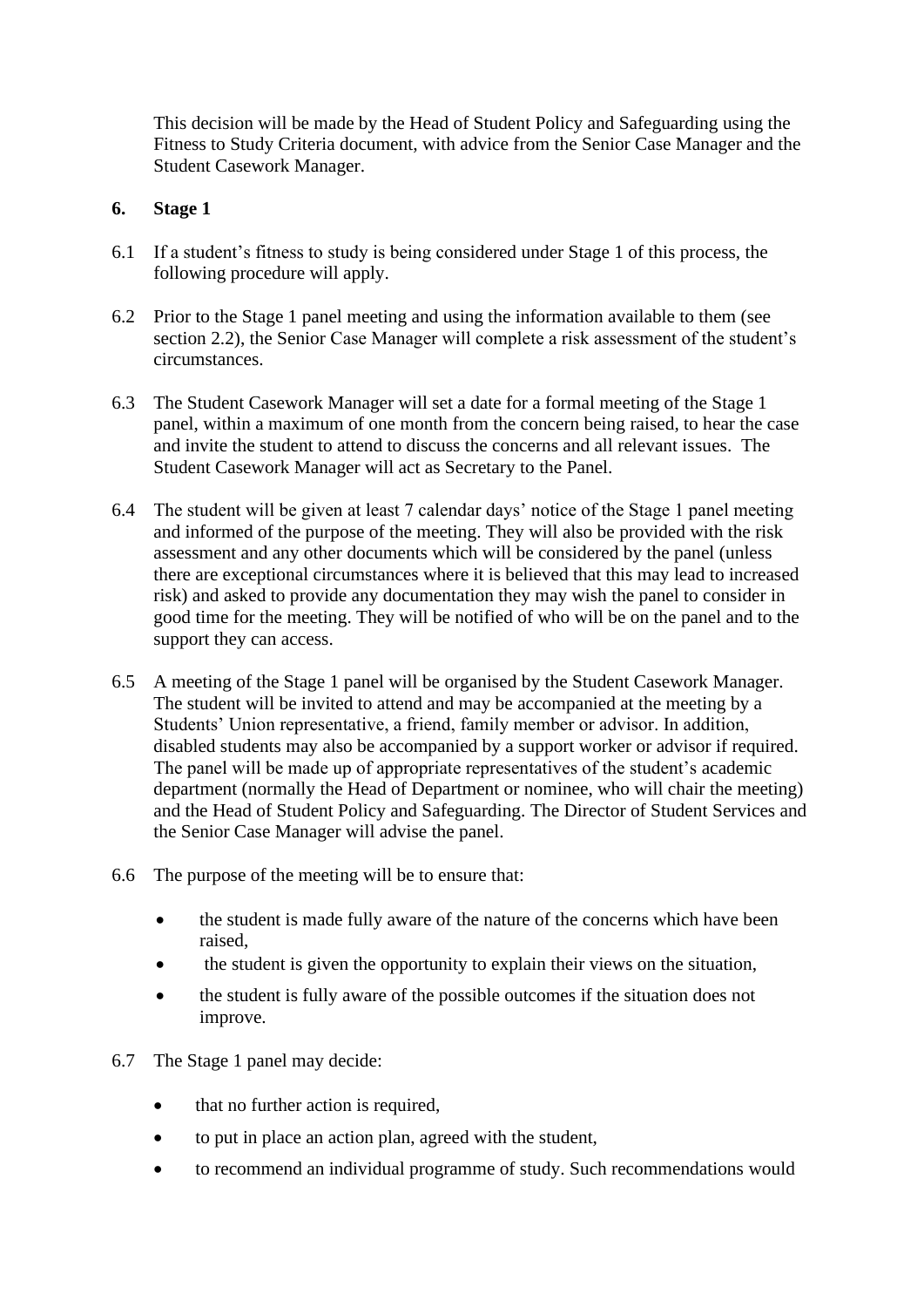This decision will be made by the Head of Student Policy and Safeguarding using the Fitness to Study Criteria document, with advice from the Senior Case Manager and the Student Casework Manager.

## 6. Stage 1

6.1 If a student's fitness to study is being considered under Stage 1 of this process, the following procedure will apply.

6.2 Prior to the Stage 1 panel meeting and using the information available to them (see section 2.2), the Senior Case Manager will complete a risk assessment of the student's circumstances.

6.3 The Student Casework Manager will set a date for a formal meeting of the Stage 1 panel, within a maximum of one month from the concern being raised, to hear the case and invite the student to attend to discuss the concerns and all relevant issues. The Student Casework Manager will act as Secretary to the Panel.

6.4 The student will be given at least 7 calendar days' notice of the Stage 1 panel meeting and informed of the purpose of the meeting. They will also be provided with the risk assessment and any other documents which will be considered by the panel (unless there are exceptional circumstances where it is believed that this may lead to increased risk) and asked to provide any documentation they may wish the panel to consider in good time for the meeting. They will be notified of who will be on the panel and to the support they can access.

6.5 A meeting of the Stage 1 panel will be organised by the Student Casework Manager. The student will be invited to attend and may be accompanied at the meeting by a Students' Union representative, a friend, family member or advisor. In addition, disabled students may also be accompanied by a support worker or advisor if required. The panel will be made up of appropriate representatives of the student's academic department (normally the Head of Department or nominee, who will chair the meeting) and the Head of Student Policy and Safeguarding. The Director of Student Services and the Senior Case Manager will advise the panel.

6.6 The purpose of the meeting will be to ensure that:

- the student is made fully aware of the nature of the concerns which have been raised,
- the student is given the opportunity to explain their views on the situation,
- the student is fully aware of the possible outcomes if the situation does not improve.

6.7 The Stage 1 panel may decide:

- that no further action is required,
- to put in place an action plan, agreed with the student,
- to recommend an individual programme of study. Such recommendations would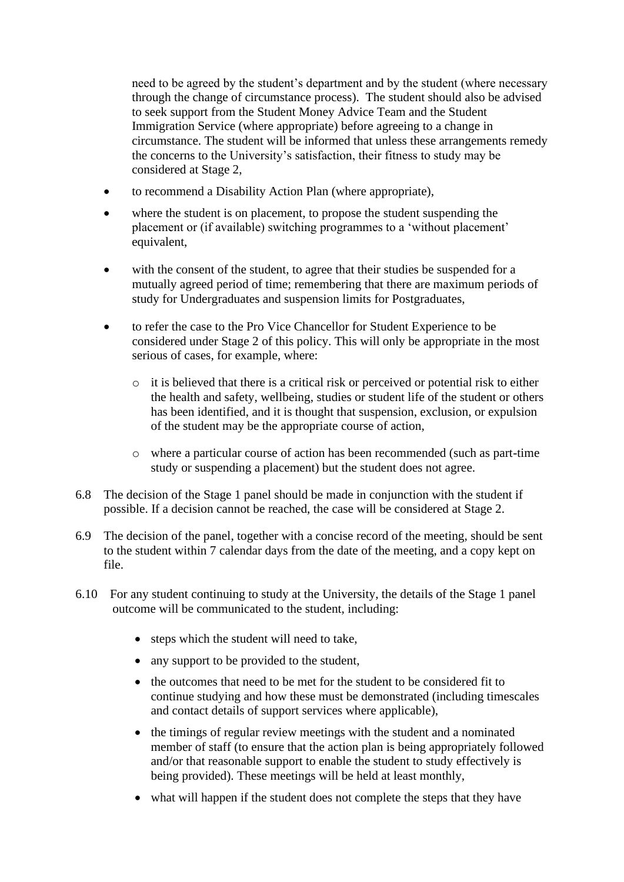need to be agreed by the student's department and by the student (where necessary through the change of circumstance process). The student should also be advised to seek support from the Student Money Advice Team and the Student Immigration Service (where appropriate) before agreeing to a change in circumstance. The student will be informed that unless these arrangements remedy the concerns to the University's satisfaction, their fitness to study may be considered at Stage 2,

- to recommend a Disability Action Plan (where appropriate),
- where the student is on placement, to propose the student suspending the placement or (if available) switching programmes to a 'without placement' equivalent,
- with the consent of the student, to agree that their studies be suspended for a mutually agreed period of time; remembering that there are maximum periods of study for Undergraduates and suspension limits for Postgraduates,
- to refer the case to the Pro Vice Chancellor for Student Experience to be considered under Stage 2 of this policy. This will only be appropriate in the most serious of cases, for example, where:
    - it is believed that there is a critical risk or perceived or potential risk to either the health and safety, wellbeing, studies or student life of the student or others has been identified, and it is thought that suspension, exclusion, or expulsion of the student may be the appropriate course of action,
    - where a particular course of action has been recommended (such as part-time study or suspending a placement) but the student does not agree.

6.8 The decision of the Stage 1 panel should be made in conjunction with the student if possible. If a decision cannot be reached, the case will be considered at Stage 2.

6.9 The decision of the panel, together with a concise record of the meeting, should be sent to the student within 7 calendar days from the date of the meeting, and a copy kept on file.

6.10 For any student continuing to study at the University, the details of the Stage 1 panel outcome will be communicated to the student, including:

- steps which the student will need to take,
- any support to be provided to the student,
- the outcomes that need to be met for the student to be considered fit to continue studying and how these must be demonstrated (including timescales and contact details of support services where applicable),
- the timings of regular review meetings with the student and a nominated member of staff (to ensure that the action plan is being appropriately followed and/or that reasonable support to enable the student to study effectively is being provided). These meetings will be held at least monthly,
- what will happen if the student does not complete the steps that they have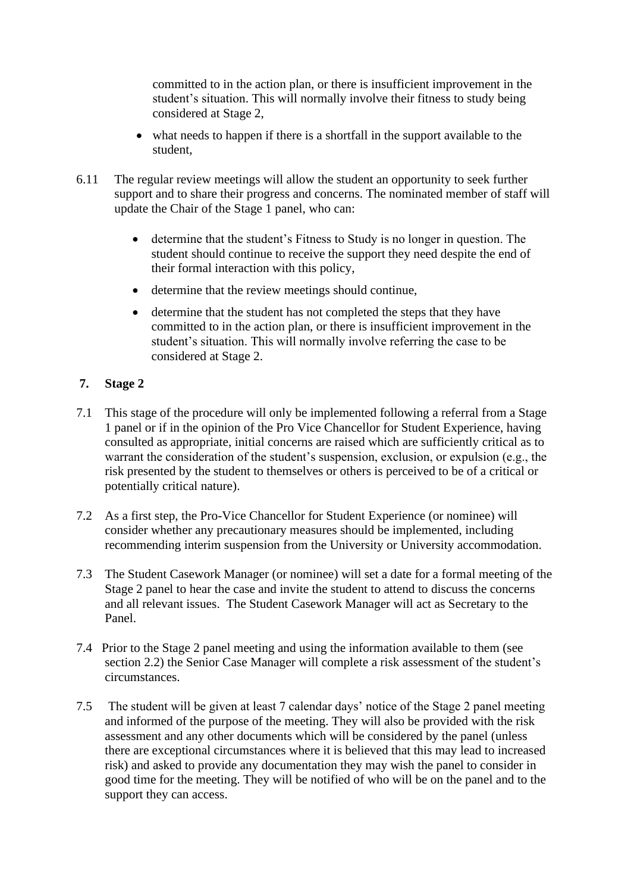committed to in the action plan, or there is insufficient improvement in the student's situation. This will normally involve their fitness to study being considered at Stage 2,

- what needs to happen if there is a shortfall in the support available to the student,

6.11 The regular review meetings will allow the student an opportunity to seek further support and to share their progress and concerns. The nominated member of staff will update the Chair of the Stage 1 panel, who can:

- determine that the student's Fitness to Study is no longer in question. The student should continue to receive the support they need despite the end of their formal interaction with this policy,
- determine that the review meetings should continue,
- determine that the student has not completed the steps that they have committed to in the action plan, or there is insufficient improvement in the student's situation. This will normally involve referring the case to be considered at Stage 2.

## 7. Stage 2

7.1 This stage of the procedure will only be implemented following a referral from a Stage 1 panel or if in the opinion of the Pro Vice Chancellor for Student Experience, having consulted as appropriate, initial concerns are raised which are sufficiently critical as to warrant the consideration of the student's suspension, exclusion, or expulsion (e.g., the risk presented by the student to themselves or others is perceived to be of a critical or potentially critical nature).

7.2 As a first step, the Pro-Vice Chancellor for Student Experience (or nominee) will consider whether any precautionary measures should be implemented, including recommending interim suspension from the University or University accommodation.

7.3 The Student Casework Manager (or nominee) will set a date for a formal meeting of the Stage 2 panel to hear the case and invite the student to attend to discuss the concerns and all relevant issues. The Student Casework Manager will act as Secretary to the Panel.

7.4 Prior to the Stage 2 panel meeting and using the information available to them (see section 2.2) the Senior Case Manager will complete a risk assessment of the student's circumstances.

7.5 The student will be given at least 7 calendar days' notice of the Stage 2 panel meeting and informed of the purpose of the meeting. They will also be provided with the risk assessment and any other documents which will be considered by the panel (unless there are exceptional circumstances where it is believed that this may lead to increased risk) and asked to provide any documentation they may wish the panel to consider in good time for the meeting. They will be notified of who will be on the panel and to the support they can access.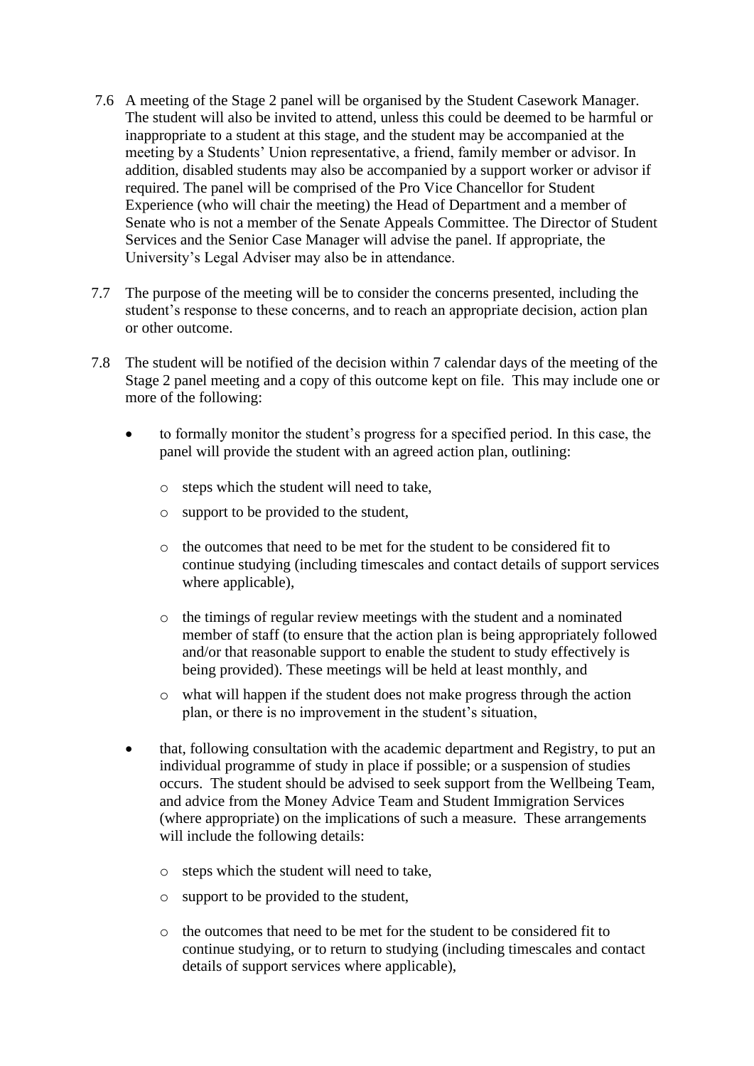7.6 A meeting of the Stage 2 panel will be organised by the Student Casework Manager. The student will also be invited to attend, unless this could be deemed to be harmful or inappropriate to a student at this stage, and the student may be accompanied at the meeting by a Students' Union representative, a friend, family member or advisor. In addition, disabled students may also be accompanied by a support worker or advisor if required. The panel will be comprised of the Pro Vice Chancellor for Student Experience (who will chair the meeting) the Head of Department and a member of Senate who is not a member of the Senate Appeals Committee. The Director of Student Services and the Senior Case Manager will advise the panel. If appropriate, the University's Legal Adviser may also be in attendance.

7.7 The purpose of the meeting will be to consider the concerns presented, including the student's response to these concerns, and to reach an appropriate decision, action plan or other outcome.

7.8 The student will be notified of the decision within 7 calendar days of the meeting of the Stage 2 panel meeting and a copy of this outcome kept on file. This may include one or more of the following:

- to formally monitor the student's progress for a specified period. In this case, the panel will provide the student with an agreed action plan, outlining:
  - steps which the student will need to take,
  - support to be provided to the student,
  - the outcomes that need to be met for the student to be considered fit to continue studying (including timescales and contact details of support services where applicable),
  - the timings of regular review meetings with the student and a nominated member of staff (to ensure that the action plan is being appropriately followed and/or that reasonable support to enable the student to study effectively is being provided). These meetings will be held at least monthly, and
  - what will happen if the student does not make progress through the action plan, or there is no improvement in the student's situation,
- that, following consultation with the academic department and Registry, to put an individual programme of study in place if possible; or a suspension of studies occurs. The student should be advised to seek support from the Wellbeing Team, and advice from the Money Advice Team and Student Immigration Services (where appropriate) on the implications of such a measure. These arrangements will include the following details:
  - steps which the student will need to take,
  - support to be provided to the student,
  - the outcomes that need to be met for the student to be considered fit to continue studying, or to return to studying (including timescales and contact details of support services where applicable),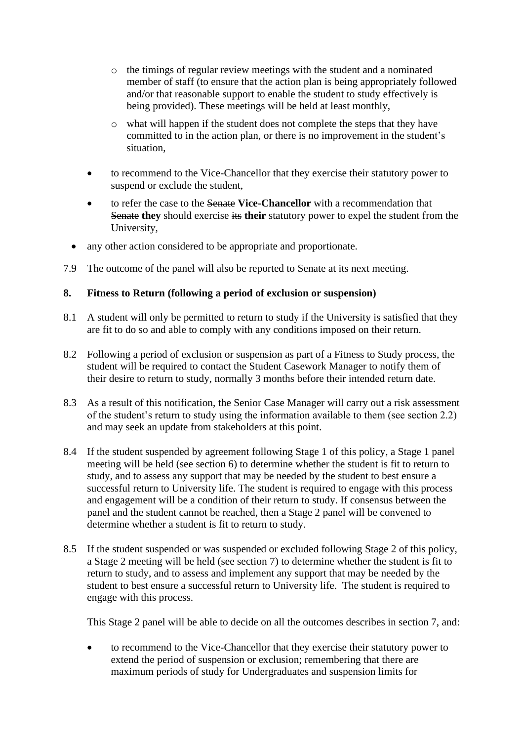- the timings of regular review meetings with the student and a nominated member of staff (to ensure that the action plan is being appropriately followed and/or that reasonable support to enable the student to study effectively is being provided). These meetings will be held at least monthly,
  - what will happen if the student does not complete the steps that they have committed to in the action plan, or there is no improvement in the student's situation,

- to recommend to the Vice-Chancellor that they exercise their statutory power to suspend or exclude the student,
- to refer the case to the ~~Senate~~ **Vice-Chancellor** with a recommendation that ~~Senate~~ **they** should exercise ~~its~~ **their** statutory power to expel the student from the University,

- any other action considered to be appropriate and proportionate.

7.9 The outcome of the panel will also be reported to Senate at its next meeting.

**8. Fitness to Return (following a period of exclusion or suspension)**

8.1 A student will only be permitted to return to study if the University is satisfied that they are fit to do so and able to comply with any conditions imposed on their return.

8.2 Following a period of exclusion or suspension as part of a Fitness to Study process, the student will be required to contact the Student Casework Manager to notify them of their desire to return to study, normally 3 months before their intended return date.

8.3 As a result of this notification, the Senior Case Manager will carry out a risk assessment of the student's return to study using the information available to them (see section 2.2) and may seek an update from stakeholders at this point.

8.4 If the student suspended by agreement following Stage 1 of this policy, a Stage 1 panel meeting will be held (see section 6) to determine whether the student is fit to return to study, and to assess any support that may be needed by the student to best ensure a successful return to University life. The student is required to engage with this process and engagement will be a condition of their return to study. If consensus between the panel and the student cannot be reached, then a Stage 2 panel will be convened to determine whether a student is fit to return to study.

8.5 If the student suspended or was suspended or excluded following Stage 2 of this policy, a Stage 2 meeting will be held (see section 7) to determine whether the student is fit to return to study, and to assess and implement any support that may be needed by the student to best ensure a successful return to University life. The student is required to engage with this process.

This Stage 2 panel will be able to decide on all the outcomes describes in section 7, and:

- to recommend to the Vice-Chancellor that they exercise their statutory power to extend the period of suspension or exclusion; remembering that there are maximum periods of study for Undergraduates and suspension limits for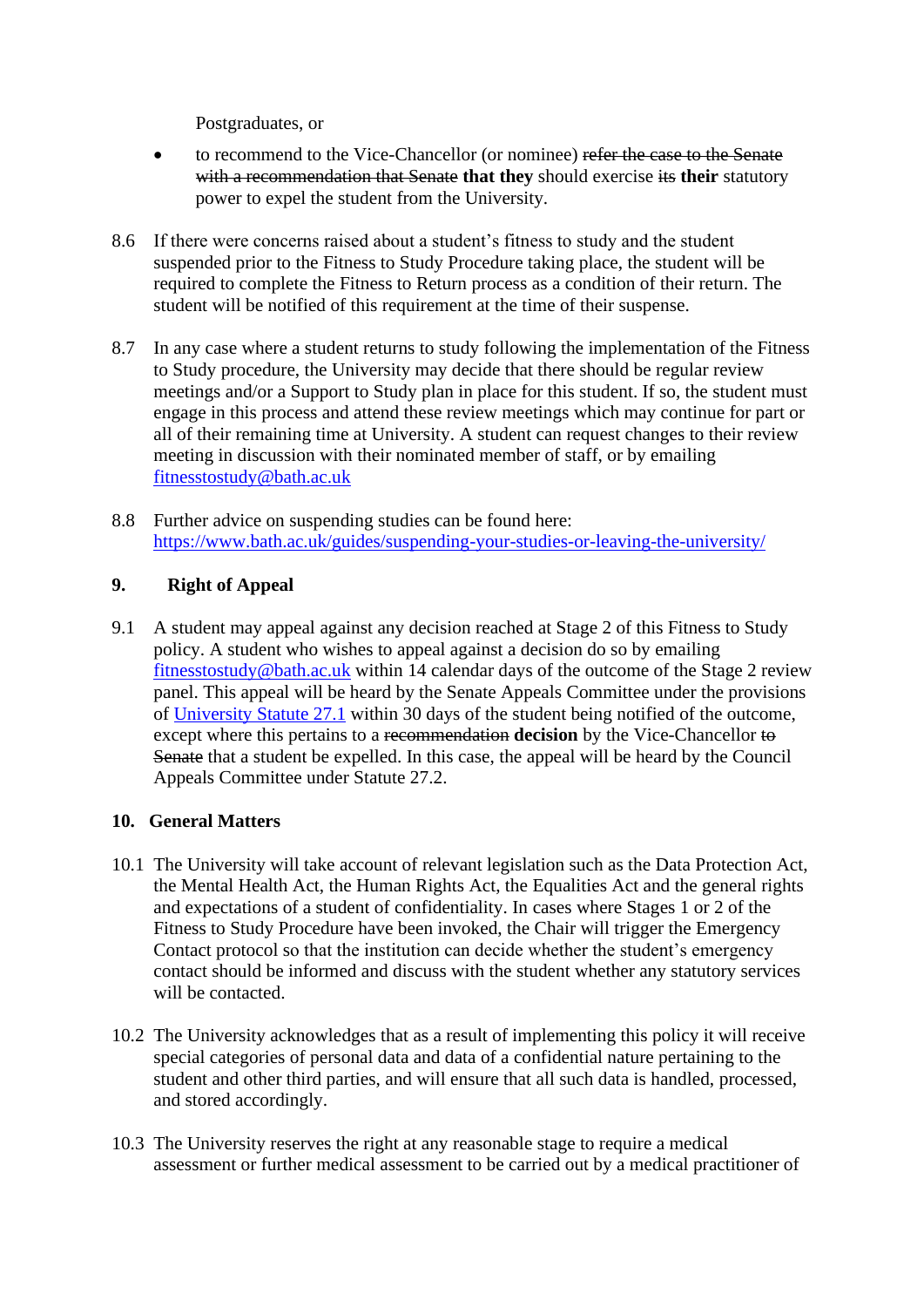Postgraduates, or

- to recommend to the Vice-Chancellor (or nominee) ~~refer the case to the Senate with a recommendation that Senate~~ **that they** should exercise ~~its~~ **their** statutory power to expel the student from the University.

8.6 If there were concerns raised about a student's fitness to study and the student suspended prior to the Fitness to Study Procedure taking place, the student will be required to complete the Fitness to Return process as a condition of their return. The student will be notified of this requirement at the time of their suspense.

8.7 In any case where a student returns to study following the implementation of the Fitness to Study procedure, the University may decide that there should be regular review meetings and/or a Support to Study plan in place for this student. If so, the student must engage in this process and attend these review meetings which may continue for part or all of their remaining time at University. A student can request changes to their review meeting in discussion with their nominated member of staff, or by emailing fitnesstostudy@bath.ac.uk

8.8 Further advice on suspending studies can be found here: https://www.bath.ac.uk/guides/suspending-your-studies-or-leaving-the-university/

## 9. Right of Appeal

9.1 A student may appeal against any decision reached at Stage 2 of this Fitness to Study policy. A student who wishes to appeal against a decision do so by emailing fitnesstostudy@bath.ac.uk within 14 calendar days of the outcome of the Stage 2 review panel. This appeal will be heard by the Senate Appeals Committee under the provisions of University Statute 27.1 within 30 days of the student being notified of the outcome, except where this pertains to a ~~recommendation~~ **decision** by the Vice-Chancellor ~~to Senate~~ that a student be expelled. In this case, the appeal will be heard by the Council Appeals Committee under Statute 27.2.

## 10. General Matters

10.1 The University will take account of relevant legislation such as the Data Protection Act, the Mental Health Act, the Human Rights Act, the Equalities Act and the general rights and expectations of a student of confidentiality. In cases where Stages 1 or 2 of the Fitness to Study Procedure have been invoked, the Chair will trigger the Emergency Contact protocol so that the institution can decide whether the student's emergency contact should be informed and discuss with the student whether any statutory services will be contacted.

10.2 The University acknowledges that as a result of implementing this policy it will receive special categories of personal data and data of a confidential nature pertaining to the student and other third parties, and will ensure that all such data is handled, processed, and stored accordingly.

10.3 The University reserves the right at any reasonable stage to require a medical assessment or further medical assessment to be carried out by a medical practitioner of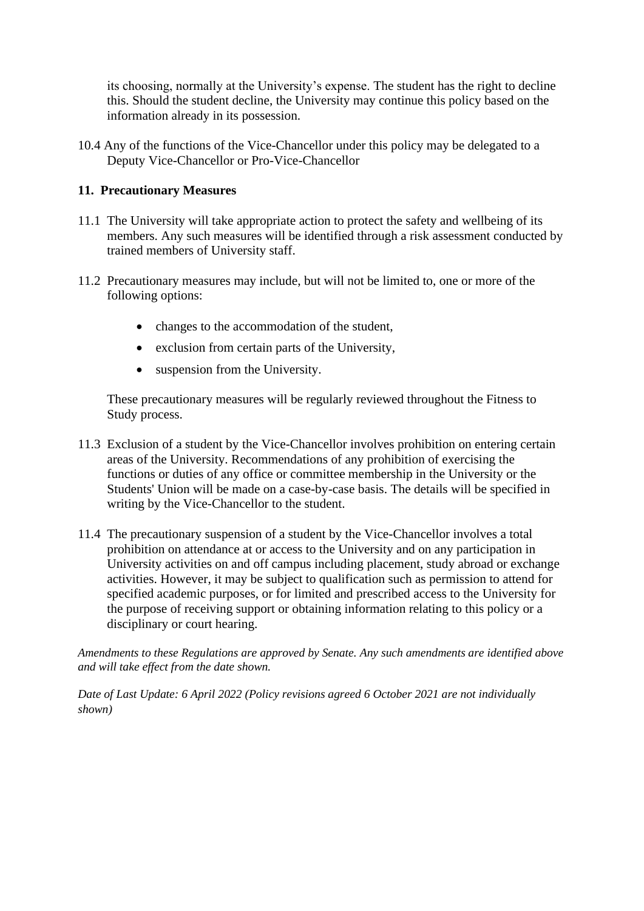its choosing, normally at the University's expense. The student has the right to decline this. Should the student decline, the University may continue this policy based on the information already in its possession.

10.4 Any of the functions of the Vice-Chancellor under this policy may be delegated to a Deputy Vice-Chancellor or Pro-Vice-Chancellor

**11. Precautionary Measures**

11.1 The University will take appropriate action to protect the safety and wellbeing of its members. Any such measures will be identified through a risk assessment conducted by trained members of University staff.

11.2 Precautionary measures may include, but will not be limited to, one or more of the following options:

- changes to the accommodation of the student,
- exclusion from certain parts of the University,
- suspension from the University.

These precautionary measures will be regularly reviewed throughout the Fitness to Study process.

11.3 Exclusion of a student by the Vice-Chancellor involves prohibition on entering certain areas of the University. Recommendations of any prohibition of exercising the functions or duties of any office or committee membership in the University or the Students' Union will be made on a case-by-case basis. The details will be specified in writing by the Vice-Chancellor to the student.

11.4 The precautionary suspension of a student by the Vice-Chancellor involves a total prohibition on attendance at or access to the University and on any participation in University activities on and off campus including placement, study abroad or exchange activities. However, it may be subject to qualification such as permission to attend for specified academic purposes, or for limited and prescribed access to the University for the purpose of receiving support or obtaining information relating to this policy or a disciplinary or court hearing.

*Amendments to these Regulations are approved by Senate. Any such amendments are identified above and will take effect from the date shown.*

*Date of Last Update: 6 April 2022 (Policy revisions agreed 6 October 2021 are not individually shown)*